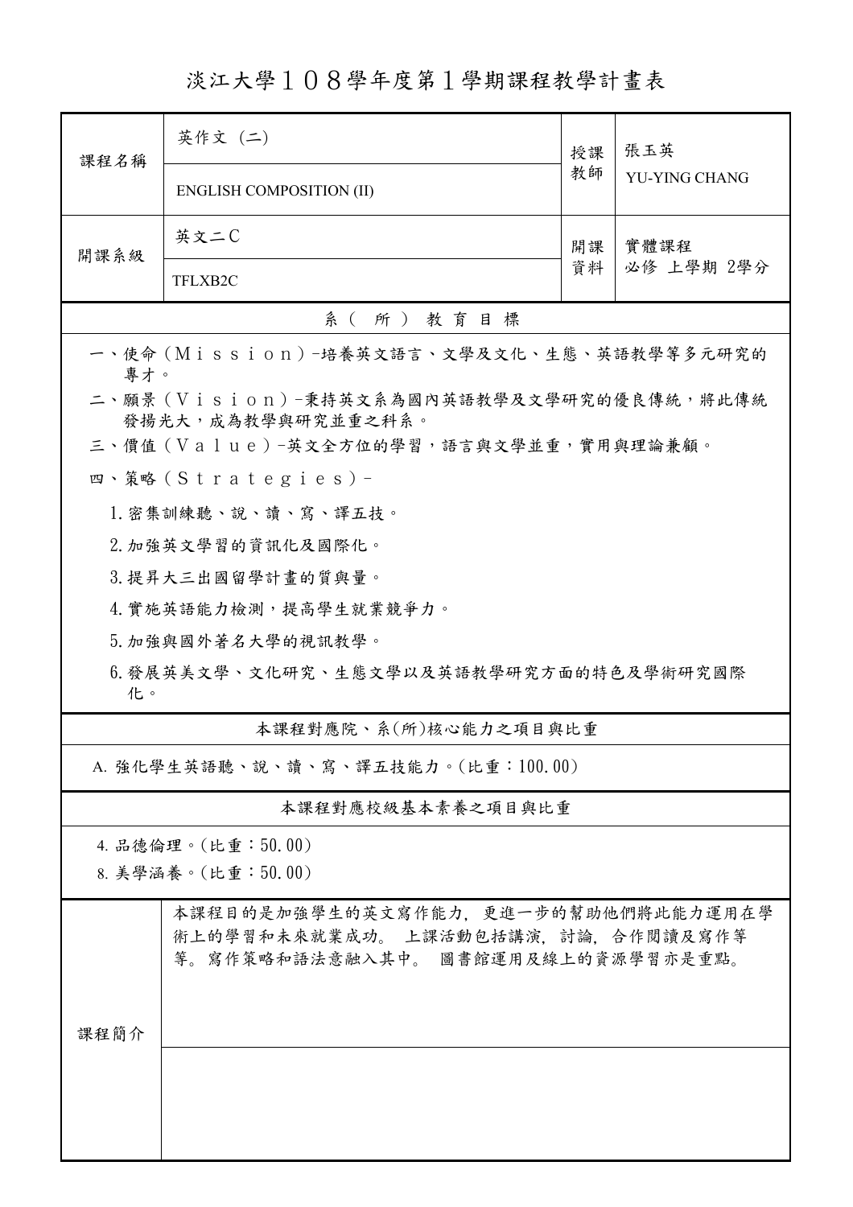# 淡江大學１０８學年度第１學期課程教學計畫表

| 課程名稱 | 英作文（二）<br>ENGLISH COMPOSITION (II) | 授課教師 | 張玉英<br>YU-YING CHANG |
|---|---|---|---|
| 開課系級 | 英文二C<br>TFLXB2C | 開課資料 | 實體課程<br>必修 上學期 2學分 |

## 系（所）教育目標

一、使命（Ｍｉｓｓｉｏｎ）-培養英文語言、文學及文化、生態、英語教學等多元研究的專才。

二、願景（Ｖｉｓｉｏｎ）-秉持英文系為國內英語教學及文學研究的優良傳統，將此傳統發揚光大，成為教學與研究並重之科系。

三、價值（Ｖａｌｕｅ）-英文全方位的學習，語言與文學並重，實用與理論兼顧。

四、策略（Ｓｔｒａｔｅｇｉｅｓ）-

1. 密集訓練聽、說、讀、寫、譯五技。
2. 加強英文學習的資訊化及國際化。
3. 提昇大三出國留學計畫的質與量。
4. 實施英語能力檢測，提高學生就業競爭力。
5. 加強與國外著名大學的視訊教學。
6. 發展英美文學、文化研究、生態文學以及英語教學研究方面的特色及學術研究國際化。

## 本課程對應院、系(所)核心能力之項目與比重

A. 強化學生英語聽、說、讀、寫、譯五技能力。(比重：100.00)

## 本課程對應校級基本素養之項目與比重

4. 品德倫理。(比重：50.00)
8. 美學涵養。(比重：50.00)

## 課程簡介

本課程目的是加強學生的英文寫作能力，更進一步的幫助他們將此能力運用在學術上的學習和未來就業成功。 上課活動包括講演，討論，合作閱讀及寫作等等。寫作策略和語法意融入其中。 圖書館運用及線上的資源學習亦是重點。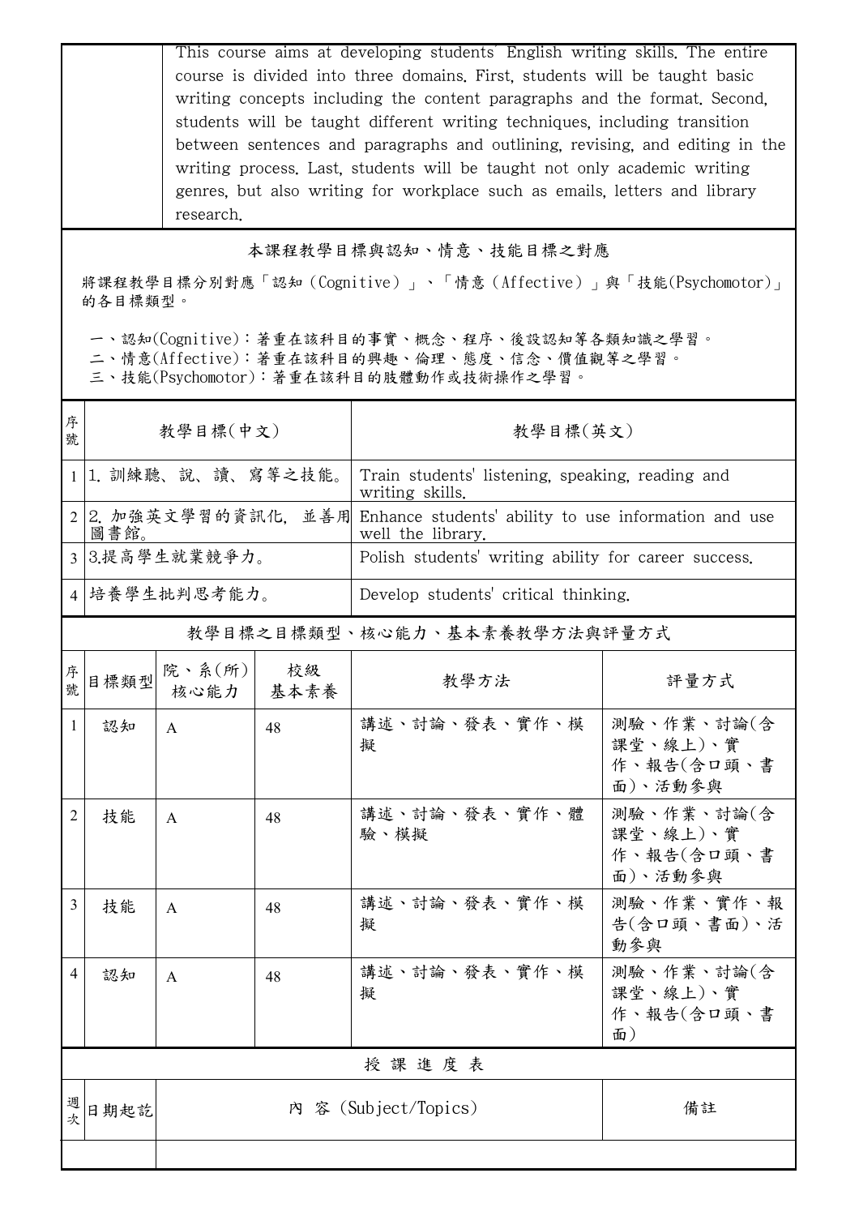| | This course aims at developing students' English writing skills. The entire course is divided into three domains. First, students will be taught basic writing concepts including the content paragraphs and the format. Second, students will be taught different writing techniques, including transition between sentences and paragraphs and outlining, revising, and editing in the writing process. Last, students will be taught not only academic writing genres, but also writing for workplace such as emails, letters and library research. |
|---|---|

## 本課程教學目標與認知、情意、技能目標之對應

將課程教學目標分別對應「認知（Cognitive）」、「情意（Affective）」與「技能(Psychomotor)」的各目標類型。

一、認知(Cognitive)：著重在該科目的事實、概念、程序、後設認知等各類知識之學習。
二、情意(Affective)：著重在該科目的興趣、倫理、態度、信念、價值觀等之學習。
三、技能(Psychomotor)：著重在該科目的肢體動作或技術操作之學習。

| 序號 | 教學目標(中文) | 教學目標(英文) |
|---|---|---|
| 1 | 1. 訓練聽、說、讀、寫等之技能。 | Train students' listening, speaking, reading and writing skills. |
| 2 | 2. 加強英文學習的資訊化，並善用圖書館。 | Enhance students' ability to use information and use well the library. |
| 3 | 3.提高學生就業競爭力。 | Polish students' writing ability for career success. |
| 4 | 培養學生批判思考能力。 | Develop students' critical thinking. |

## 教學目標之目標類型、核心能力、基本素養教學方法與評量方式

| 序號 | 目標類型 | 院、系(所)核心能力 | 校級基本素養 | 教學方法 | 評量方式 |
|---|---|---|---|---|---|
| 1 | 認知 | A | 48 | 講述、討論、發表、實作、模擬 | 測驗、作業、討論(含課堂、線上)、實作、報告(含口頭、書面)、活動參與 |
| 2 | 技能 | A | 48 | 講述、討論、發表、實作、體驗、模擬 | 測驗、作業、討論(含課堂、線上)、實作、報告(含口頭、書面)、活動參與 |
| 3 | 技能 | A | 48 | 講述、討論、發表、實作、模擬 | 測驗、作業、實作、報告(含口頭、書面)、活動參與 |
| 4 | 認知 | A | 48 | 講述、討論、發表、實作、模擬 | 測驗、作業、討論(含課堂、線上)、實作、報告(含口頭、書面) |

## 授 課 進 度 表

| 週次 | 日期起訖 | 內 容 (Subject/Topics) | 備註 |
|---|---|---|---|
| | | | |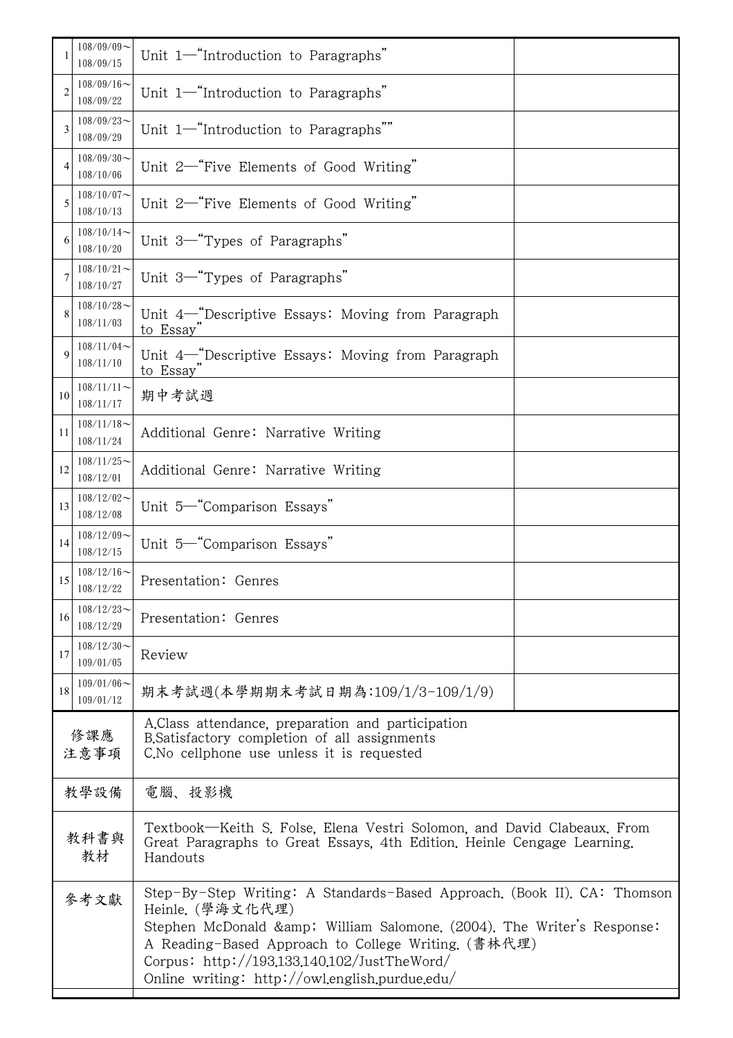| | | | |
|---|---|---|---|
| 1 | 108/09/09～108/09/15 | Unit 1—"Introduction to Paragraphs" | |
| 2 | 108/09/16～108/09/22 | Unit 1—"Introduction to Paragraphs" | |
| 3 | 108/09/23～108/09/29 | Unit 1—"Introduction to Paragraphs"" | |
| 4 | 108/09/30～108/10/06 | Unit 2—"Five Elements of Good Writing" | |
| 5 | 108/10/07～108/10/13 | Unit 2—"Five Elements of Good Writing" | |
| 6 | 108/10/14～108/10/20 | Unit 3—"Types of Paragraphs" | |
| 7 | 108/10/21～108/10/27 | Unit 3—"Types of Paragraphs" | |
| 8 | 108/10/28～108/11/03 | Unit 4—"Descriptive Essays: Moving from Paragraph to Essay" | |
| 9 | 108/11/04～108/11/10 | Unit 4—"Descriptive Essays: Moving from Paragraph to Essay" | |
| 10 | 108/11/11～108/11/17 | 期中考試週 | |
| 11 | 108/11/18～108/11/24 | Additional Genre: Narrative Writing | |
| 12 | 108/11/25～108/12/01 | Additional Genre: Narrative Writing | |
| 13 | 108/12/02～108/12/08 | Unit 5—"Comparison Essays" | |
| 14 | 108/12/09～108/12/15 | Unit 5—"Comparison Essays" | |
| 15 | 108/12/16～108/12/22 | Presentation: Genres | |
| 16 | 108/12/23～108/12/29 | Presentation: Genres | |
| 17 | 108/12/30～109/01/05 | Review | |
| 18 | 109/01/06～109/01/12 | 期末考試週(本學期期末考試日期為:109/1/3-109/1/9) | |

| | |
|---|---|
| 修課應注意事項 | A.Class attendance, preparation and participation<br>B.Satisfactory completion of all assignments<br>C.No cellphone use unless it is requested |
| 教學設備 | 電腦、投影機 |
| 教科書與教材 | Textbook—Keith S. Folse, Elena Vestri Solomon, and David Clabeaux. From Great Paragraphs to Great Essays, 4th Edition. Heinle Cengage Learning.<br>Handouts |
| 參考文獻 | Step-By-Step Writing: A Standards-Based Approach. (Book II). CA: Thomson Heinle. (學海文化代理)<br>Stephen McDonald &amp; William Salomone. (2004). The Writer's Response: A Reading-Based Approach to College Writing. (書林代理)<br>Corpus: http://193.133.140.102/JustTheWord/<br>Online writing: http://owl.english.purdue.edu/ |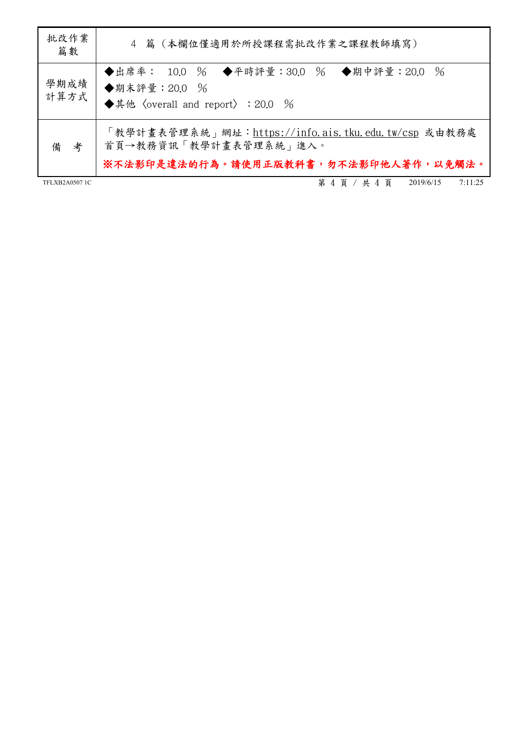| | |
|---|---|
| 批改作業篇數 | 4　篇（本欄位僅適用於所授課程需批改作業之課程教師填寫） |
| 學期成績計算方式 | ◆出席率：　10.0　%　　◆平時評量：30.0　%　　◆期中評量：20.0　%<br>◆期末評量：20.0　%<br>◆其他〈overall and report〉：20.0　% |
| 備　考 | 「教學計畫表管理系統」網址：https://info.ais.tku.edu.tw/csp 或由教務處首頁→教務資訊「教學計畫表管理系統」進入。<br>**※不法影印是違法的行為。請使用正版教科書，勿不法影印他人著作，以免觸法。** |

TFLXB2A0507 1C　　2019/6/15　　7:11:25